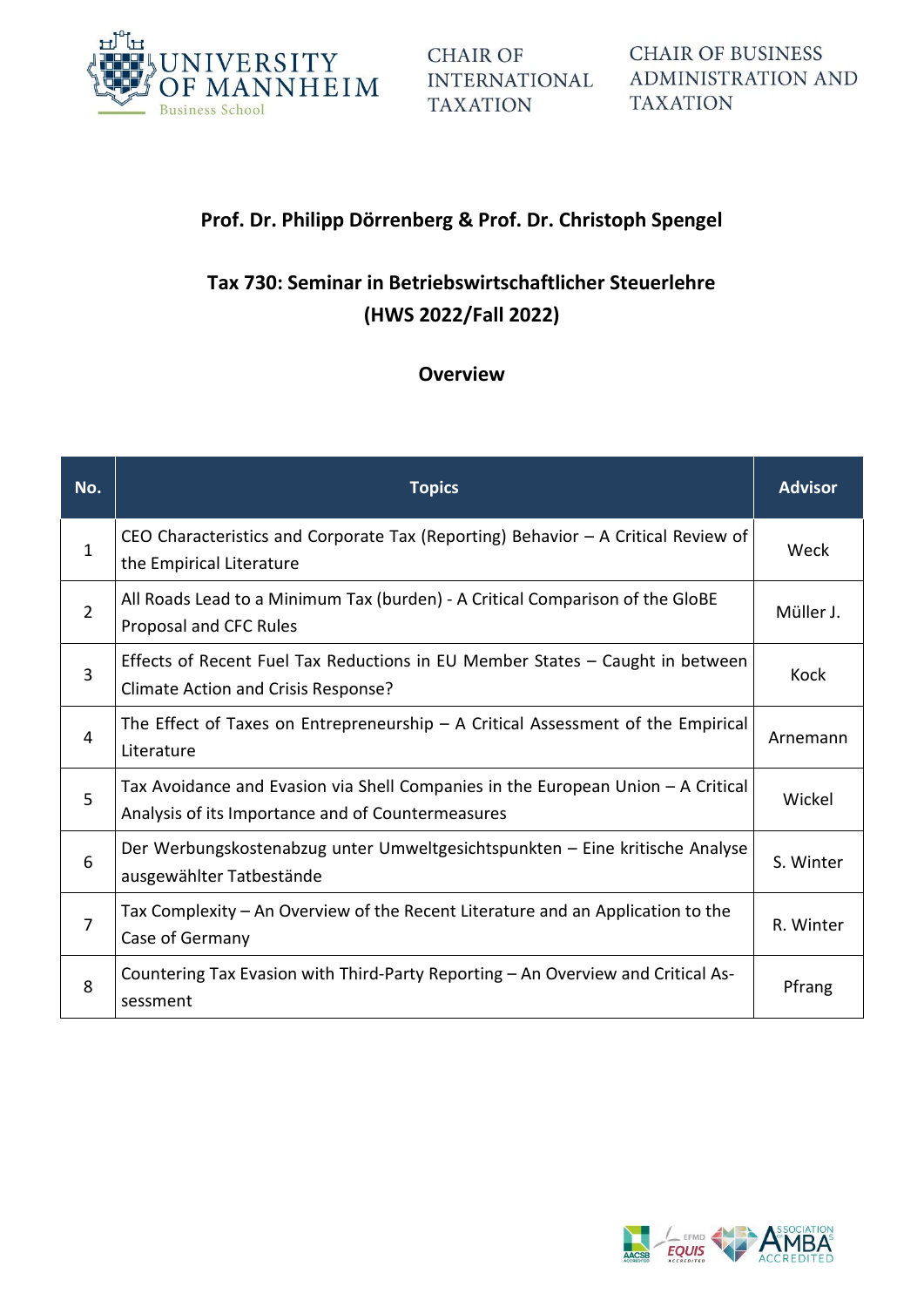UNIVERSITY OF MANNHEIM
Business School

CHAIR OF INTERNATIONAL TAXATION

CHAIR OF BUSINESS ADMINISTRATION AND TAXATION

**Prof. Dr. Philipp Dörrenberg & Prof. Dr. Christoph Spengel**

## Tax 730: Seminar in Betriebswirtschaftlicher Steuerlehre (HWS 2022/Fall 2022)

### Overview

| No. | Topics | Advisor |
|---|---|---|
| 1 | CEO Characteristics and Corporate Tax (Reporting) Behavior – A Critical Review of the Empirical Literature | Weck |
| 2 | All Roads Lead to a Minimum Tax (burden) - A Critical Comparison of the GloBE Proposal and CFC Rules | Müller J. |
| 3 | Effects of Recent Fuel Tax Reductions in EU Member States – Caught in between Climate Action and Crisis Response? | Kock |
| 4 | The Effect of Taxes on Entrepreneurship – A Critical Assessment of the Empirical Literature | Arnemann |
| 5 | Tax Avoidance and Evasion via Shell Companies in the European Union – A Critical Analysis of its Importance and of Countermeasures | Wickel |
| 6 | Der Werbungskostenabzug unter Umweltgesichtspunkten – Eine kritische Analyse ausgewählter Tatbestände | S. Winter |
| 7 | Tax Complexity – An Overview of the Recent Literature and an Application to the Case of Germany | R. Winter |
| 8 | Countering Tax Evasion with Third-Party Reporting – An Overview and Critical Assessment | Pfrang |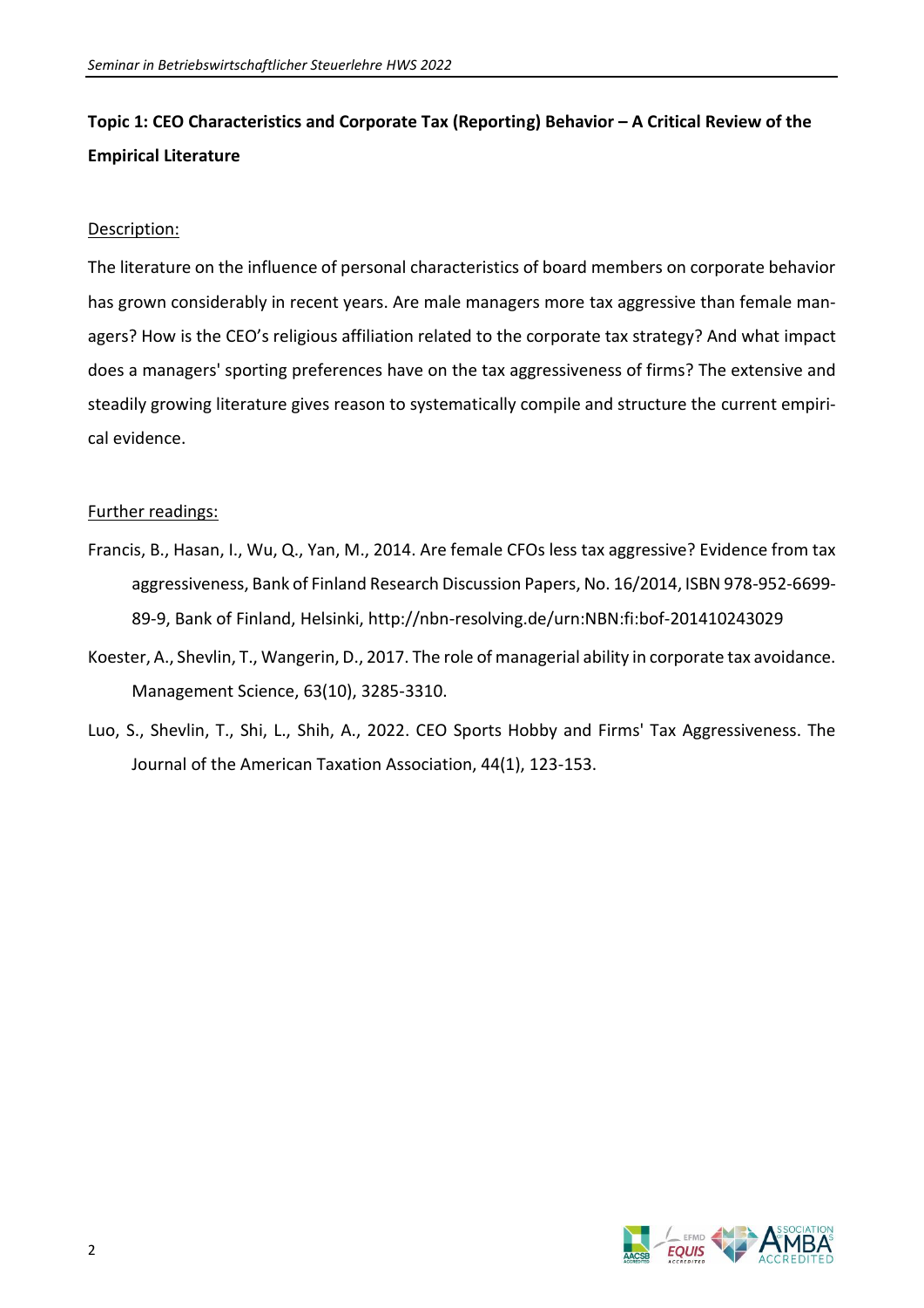**Topic 1: CEO Characteristics and Corporate Tax (Reporting) Behavior – A Critical Review of the Empirical Literature**

Description:

The literature on the influence of personal characteristics of board members on corporate behavior has grown considerably in recent years. Are male managers more tax aggressive than female managers? How is the CEO's religious affiliation related to the corporate tax strategy? And what impact does a managers' sporting preferences have on the tax aggressiveness of firms? The extensive and steadily growing literature gives reason to systematically compile and structure the current empirical evidence.

Further readings:

- Francis, B., Hasan, I., Wu, Q., Yan, M., 2014. Are female CFOs less tax aggressive? Evidence from tax aggressiveness, Bank of Finland Research Discussion Papers, No. 16/2014, ISBN 978-952-6699-89-9, Bank of Finland, Helsinki, http://nbn-resolving.de/urn:NBN:fi:bof-201410243029
- Koester, A., Shevlin, T., Wangerin, D., 2017. The role of managerial ability in corporate tax avoidance. Management Science, 63(10), 3285-3310.
- Luo, S., Shevlin, T., Shi, L., Shih, A., 2022. CEO Sports Hobby and Firms' Tax Aggressiveness. The Journal of the American Taxation Association, 44(1), 123-153.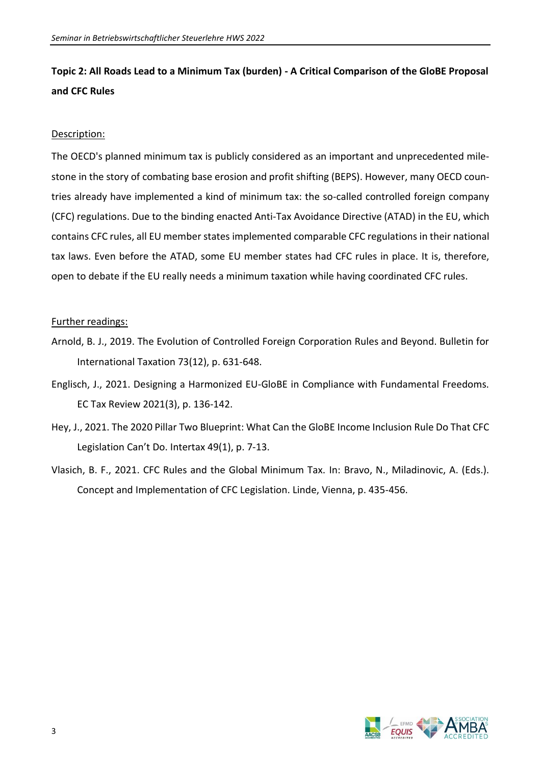**Topic 2: All Roads Lead to a Minimum Tax (burden) - A Critical Comparison of the GloBE Proposal and CFC Rules**

Description:

The OECD's planned minimum tax is publicly considered as an important and unprecedented milestone in the story of combating base erosion and profit shifting (BEPS). However, many OECD countries already have implemented a kind of minimum tax: the so-called controlled foreign company (CFC) regulations. Due to the binding enacted Anti-Tax Avoidance Directive (ATAD) in the EU, which contains CFC rules, all EU member states implemented comparable CFC regulations in their national tax laws. Even before the ATAD, some EU member states had CFC rules in place. It is, therefore, open to debate if the EU really needs a minimum taxation while having coordinated CFC rules.

Further readings:

Arnold, B. J., 2019. The Evolution of Controlled Foreign Corporation Rules and Beyond. Bulletin for International Taxation 73(12), p. 631-648.

Englisch, J., 2021. Designing a Harmonized EU-GloBE in Compliance with Fundamental Freedoms. EC Tax Review 2021(3), p. 136-142.

Hey, J., 2021. The 2020 Pillar Two Blueprint: What Can the GloBE Income Inclusion Rule Do That CFC Legislation Can't Do. Intertax 49(1), p. 7-13.

Vlasich, B. F., 2021. CFC Rules and the Global Minimum Tax. In: Bravo, N., Miladinovic, A. (Eds.). Concept and Implementation of CFC Legislation. Linde, Vienna, p. 435-456.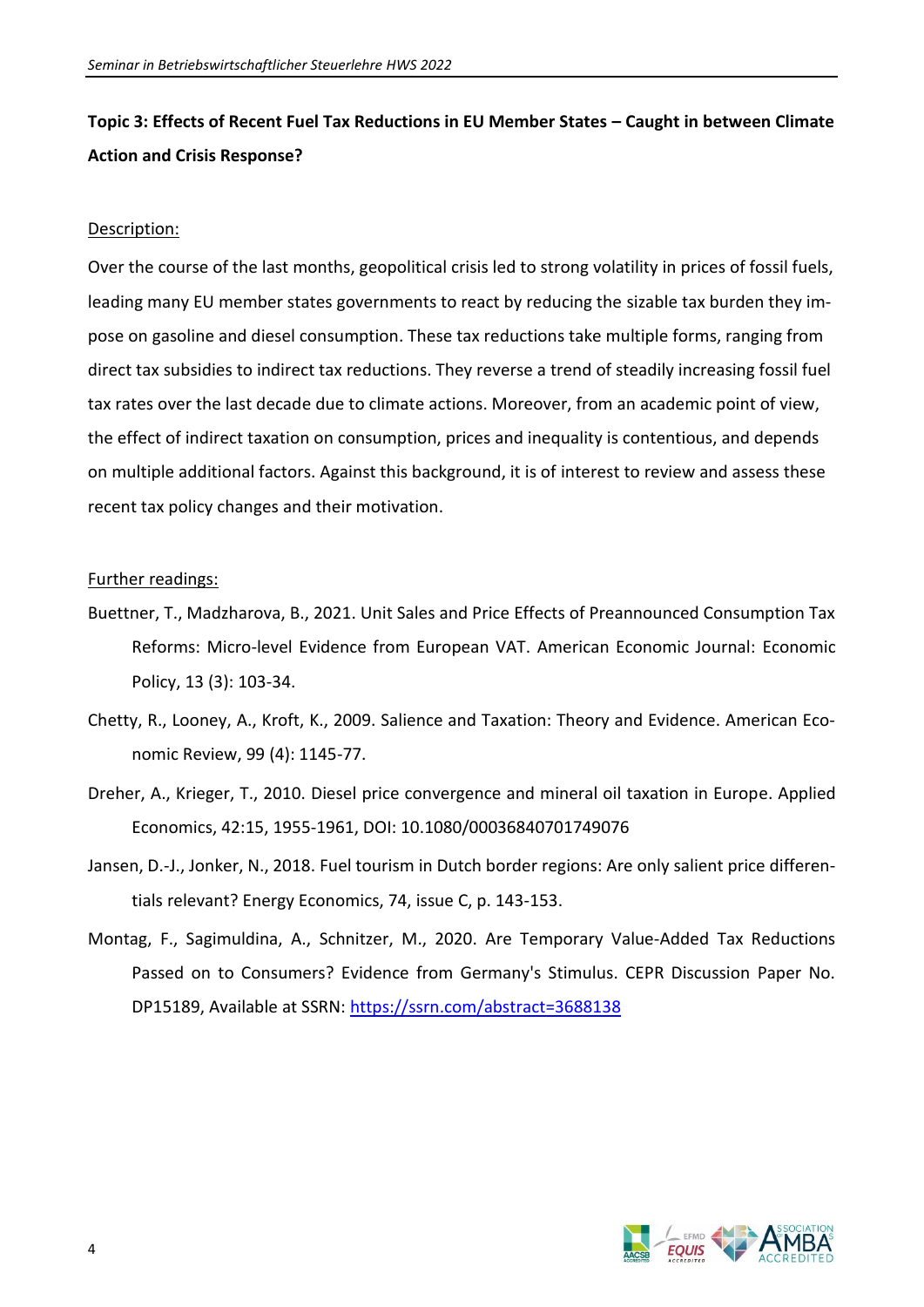**Topic 3: Effects of Recent Fuel Tax Reductions in EU Member States – Caught in between Climate Action and Crisis Response?**

Description:

Over the course of the last months, geopolitical crisis led to strong volatility in prices of fossil fuels, leading many EU member states governments to react by reducing the sizable tax burden they impose on gasoline and diesel consumption. These tax reductions take multiple forms, ranging from direct tax subsidies to indirect tax reductions. They reverse a trend of steadily increasing fossil fuel tax rates over the last decade due to climate actions. Moreover, from an academic point of view, the effect of indirect taxation on consumption, prices and inequality is contentious, and depends on multiple additional factors. Against this background, it is of interest to review and assess these recent tax policy changes and their motivation.

Further readings:

Buettner, T., Madzharova, B., 2021. Unit Sales and Price Effects of Preannounced Consumption Tax Reforms: Micro-level Evidence from European VAT. American Economic Journal: Economic Policy, 13 (3): 103-34.

Chetty, R., Looney, A., Kroft, K., 2009. Salience and Taxation: Theory and Evidence. American Economic Review, 99 (4): 1145-77.

Dreher, A., Krieger, T., 2010. Diesel price convergence and mineral oil taxation in Europe. Applied Economics, 42:15, 1955-1961, DOI: 10.1080/00036840701749076

Jansen, D.-J., Jonker, N., 2018. Fuel tourism in Dutch border regions: Are only salient price differentials relevant? Energy Economics, 74, issue C, p. 143-153.

Montag, F., Sagimuldina, A., Schnitzer, M., 2020. Are Temporary Value-Added Tax Reductions Passed on to Consumers? Evidence from Germany's Stimulus. CEPR Discussion Paper No. DP15189, Available at SSRN: https://ssrn.com/abstract=3688138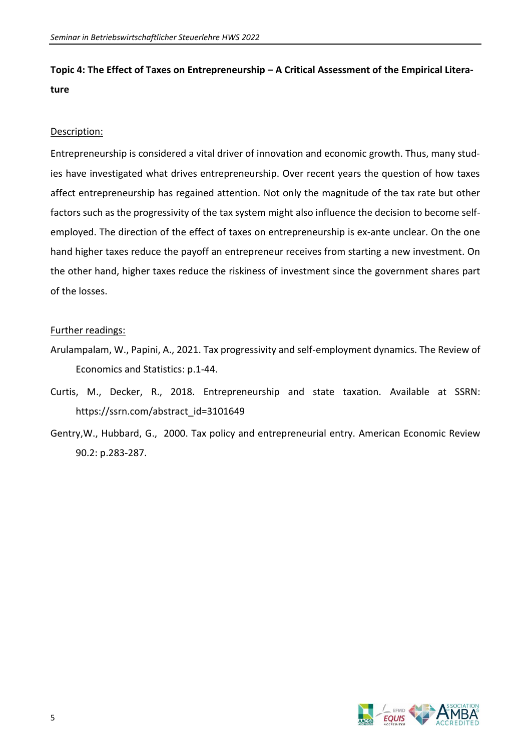**Topic 4: The Effect of Taxes on Entrepreneurship – A Critical Assessment of the Empirical Literature**

Description:

Entrepreneurship is considered a vital driver of innovation and economic growth. Thus, many studies have investigated what drives entrepreneurship. Over recent years the question of how taxes affect entrepreneurship has regained attention. Not only the magnitude of the tax rate but other factors such as the progressivity of the tax system might also influence the decision to become self-employed. The direction of the effect of taxes on entrepreneurship is ex-ante unclear. On the one hand higher taxes reduce the payoff an entrepreneur receives from starting a new investment. On the other hand, higher taxes reduce the riskiness of investment since the government shares part of the losses.

Further readings:

Arulampalam, W., Papini, A., 2021. Tax progressivity and self-employment dynamics. The Review of Economics and Statistics: p.1-44.

Curtis, M., Decker, R., 2018. Entrepreneurship and state taxation. Available at SSRN: https://ssrn.com/abstract_id=3101649

Gentry,W., Hubbard, G., 2000. Tax policy and entrepreneurial entry. American Economic Review 90.2: p.283-287.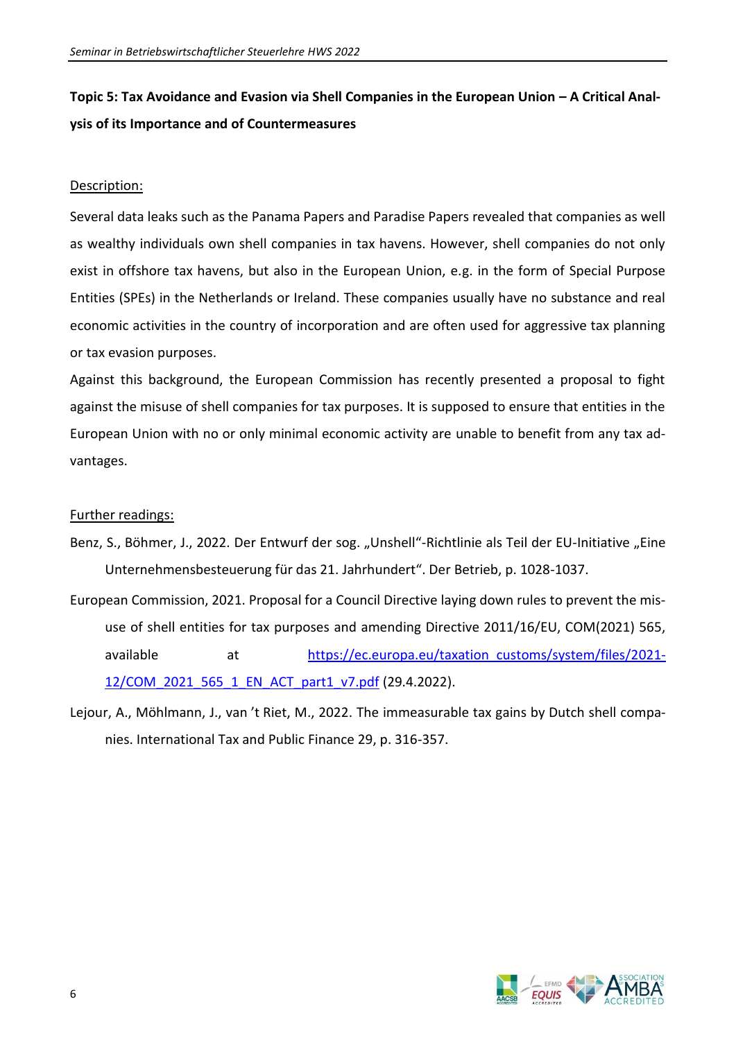**Topic 5: Tax Avoidance and Evasion via Shell Companies in the European Union – A Critical Analysis of its Importance and of Countermeasures**

Description:

Several data leaks such as the Panama Papers and Paradise Papers revealed that companies as well as wealthy individuals own shell companies in tax havens. However, shell companies do not only exist in offshore tax havens, but also in the European Union, e.g. in the form of Special Purpose Entities (SPEs) in the Netherlands or Ireland. These companies usually have no substance and real economic activities in the country of incorporation and are often used for aggressive tax planning or tax evasion purposes.

Against this background, the European Commission has recently presented a proposal to fight against the misuse of shell companies for tax purposes. It is supposed to ensure that entities in the European Union with no or only minimal economic activity are unable to benefit from any tax advantages.

Further readings:

- Benz, S., Böhmer, J., 2022. Der Entwurf der sog. „Unshell"-Richtlinie als Teil der EU-Initiative „Eine Unternehmensbesteuerung für das 21. Jahrhundert". Der Betrieb, p. 1028-1037.
- European Commission, 2021. Proposal for a Council Directive laying down rules to prevent the misuse of shell entities for tax purposes and amending Directive 2011/16/EU, COM(2021) 565, available at https://ec.europa.eu/taxation_customs/system/files/2021-12/COM_2021_565_1_EN_ACT_part1_v7.pdf (29.4.2022).
- Lejour, A., Möhlmann, J., van 't Riet, M., 2022. The immeasurable tax gains by Dutch shell companies. International Tax and Public Finance 29, p. 316-357.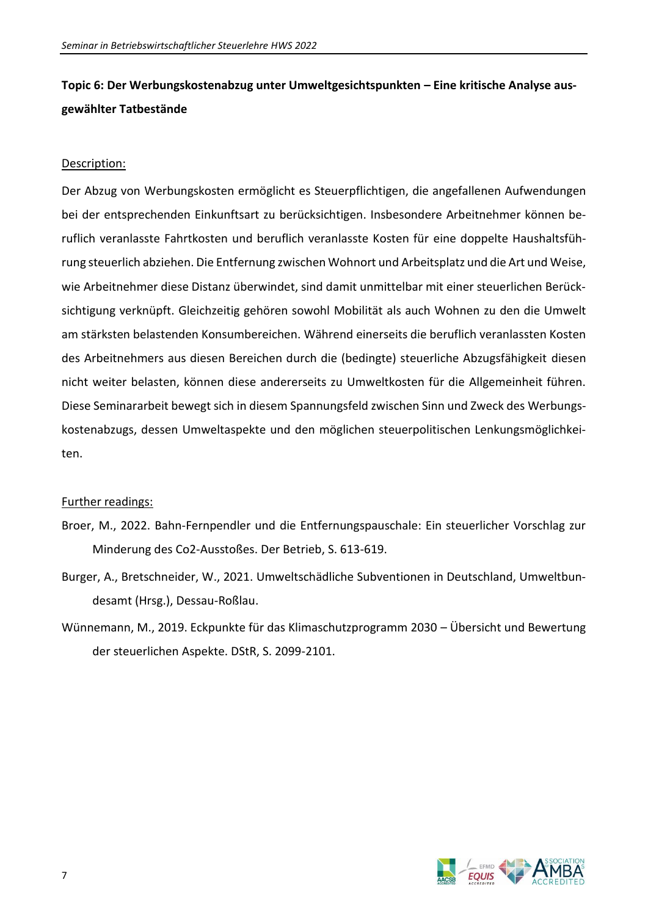**Topic 6: Der Werbungskostenabzug unter Umweltgesichtspunkten – Eine kritische Analyse ausgewählter Tatbestände**

Description:

Der Abzug von Werbungskosten ermöglicht es Steuerpflichtigen, die angefallenen Aufwendungen bei der entsprechenden Einkunftsart zu berücksichtigen. Insbesondere Arbeitnehmer können beruflich veranlasste Fahrtkosten und beruflich veranlasste Kosten für eine doppelte Haushaltsführung steuerlich abziehen. Die Entfernung zwischen Wohnort und Arbeitsplatz und die Art und Weise, wie Arbeitnehmer diese Distanz überwindet, sind damit unmittelbar mit einer steuerlichen Berücksichtigung verknüpft. Gleichzeitig gehören sowohl Mobilität als auch Wohnen zu den die Umwelt am stärksten belastenden Konsumbereichen. Während einerseits die beruflich veranlassten Kosten des Arbeitnehmers aus diesen Bereichen durch die (bedingte) steuerliche Abzugsfähigkeit diesen nicht weiter belasten, können diese andererseits zu Umweltkosten für die Allgemeinheit führen. Diese Seminararbeit bewegt sich in diesem Spannungsfeld zwischen Sinn und Zweck des Werbungskostenabzugs, dessen Umweltaspekte und den möglichen steuerpolitischen Lenkungsmöglichkeiten.

Further readings:

Broer, M., 2022. Bahn-Fernpendler und die Entfernungspauschale: Ein steuerlicher Vorschlag zur Minderung des Co2-Ausstoßes. Der Betrieb, S. 613-619.

Burger, A., Bretschneider, W., 2021. Umweltschädliche Subventionen in Deutschland, Umweltbundesamt (Hrsg.), Dessau-Roßlau.

Wünnemann, M., 2019. Eckpunkte für das Klimaschutzprogramm 2030 – Übersicht und Bewertung der steuerlichen Aspekte. DStR, S. 2099-2101.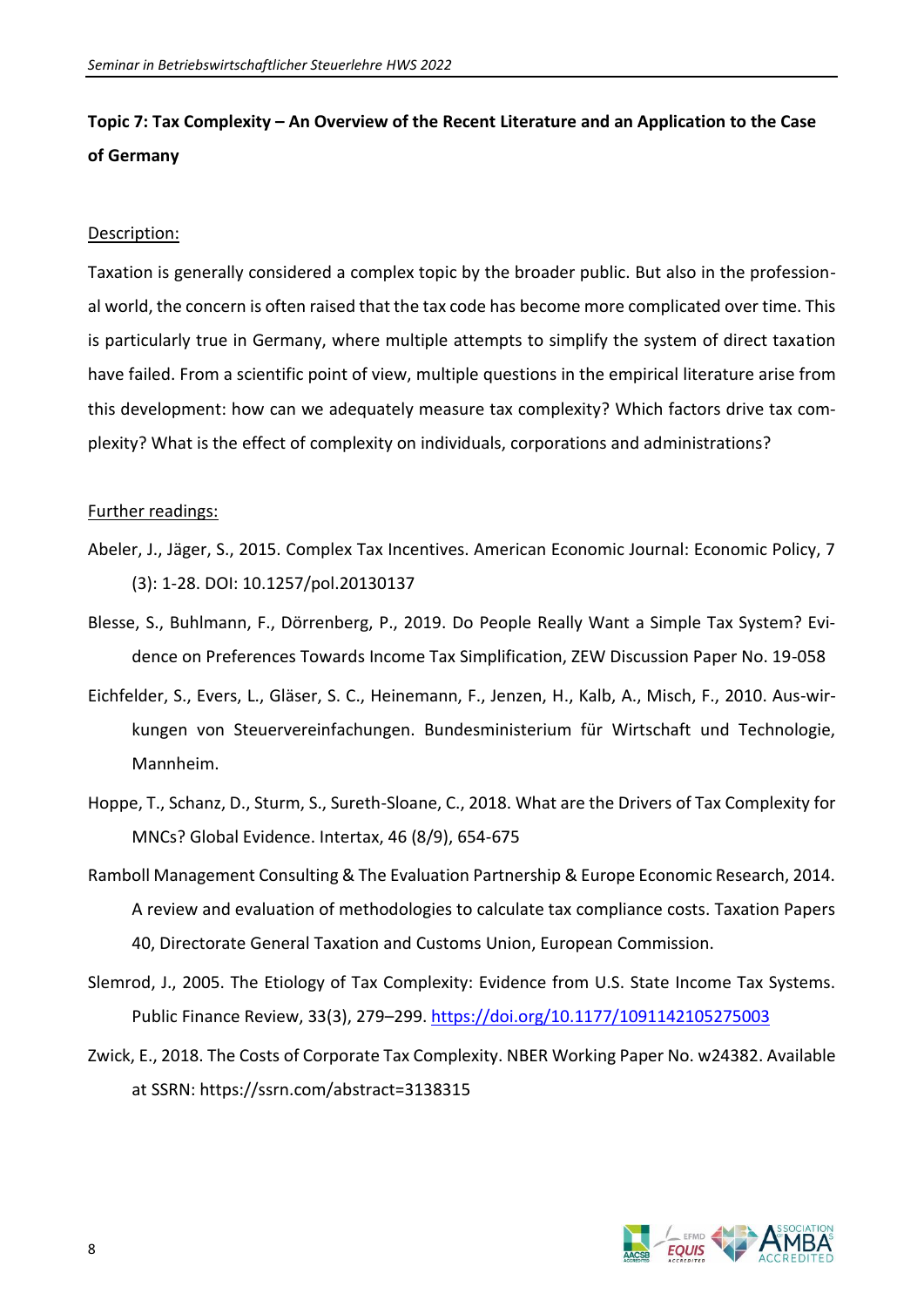**Topic 7: Tax Complexity – An Overview of the Recent Literature and an Application to the Case of Germany**

Description:

Taxation is generally considered a complex topic by the broader public. But also in the professional world, the concern is often raised that the tax code has become more complicated over time. This is particularly true in Germany, where multiple attempts to simplify the system of direct taxation have failed. From a scientific point of view, multiple questions in the empirical literature arise from this development: how can we adequately measure tax complexity? Which factors drive tax complexity? What is the effect of complexity on individuals, corporations and administrations?

Further readings:

Abeler, J., Jäger, S., 2015. Complex Tax Incentives. American Economic Journal: Economic Policy, 7 (3): 1-28. DOI: 10.1257/pol.20130137

Blesse, S., Buhlmann, F., Dörrenberg, P., 2019. Do People Really Want a Simple Tax System? Evidence on Preferences Towards Income Tax Simplification, ZEW Discussion Paper No. 19-058

Eichfelder, S., Evers, L., Gläser, S. C., Heinemann, F., Jenzen, H., Kalb, A., Misch, F., 2010. Aus-wirkungen von Steuervereinfachungen. Bundesministerium für Wirtschaft und Technologie, Mannheim.

Hoppe, T., Schanz, D., Sturm, S., Sureth-Sloane, C., 2018. What are the Drivers of Tax Complexity for MNCs? Global Evidence. Intertax, 46 (8/9), 654-675

Ramboll Management Consulting & The Evaluation Partnership & Europe Economic Research, 2014. A review and evaluation of methodologies to calculate tax compliance costs. Taxation Papers 40, Directorate General Taxation and Customs Union, European Commission.

Slemrod, J., 2005. The Etiology of Tax Complexity: Evidence from U.S. State Income Tax Systems. Public Finance Review, 33(3), 279–299. https://doi.org/10.1177/1091142105275003

Zwick, E., 2018. The Costs of Corporate Tax Complexity. NBER Working Paper No. w24382. Available at SSRN: https://ssrn.com/abstract=3138315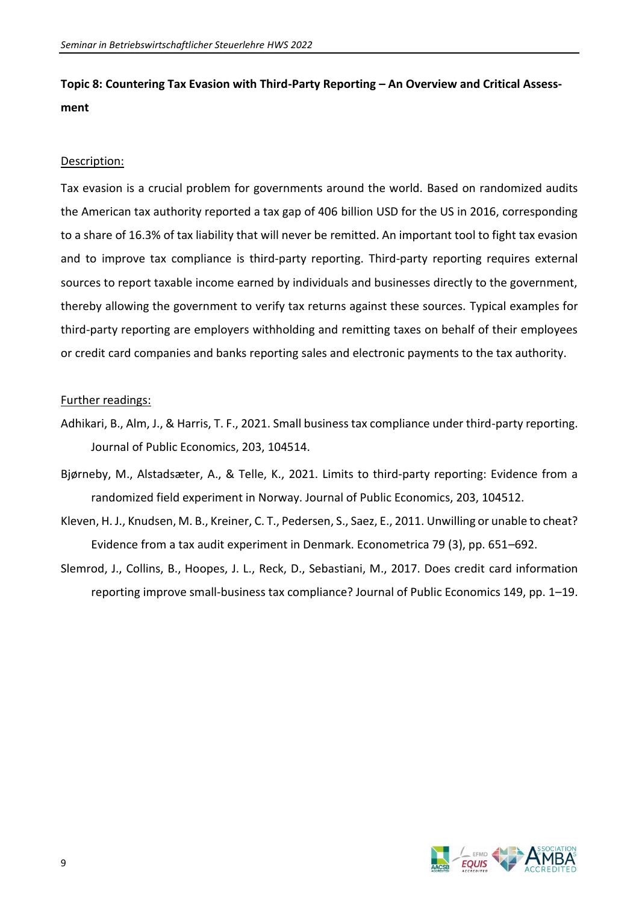**Topic 8: Countering Tax Evasion with Third-Party Reporting – An Overview and Critical Assessment**

Description:

Tax evasion is a crucial problem for governments around the world. Based on randomized audits the American tax authority reported a tax gap of 406 billion USD for the US in 2016, corresponding to a share of 16.3% of tax liability that will never be remitted. An important tool to fight tax evasion and to improve tax compliance is third-party reporting. Third-party reporting requires external sources to report taxable income earned by individuals and businesses directly to the government, thereby allowing the government to verify tax returns against these sources. Typical examples for third-party reporting are employers withholding and remitting taxes on behalf of their employees or credit card companies and banks reporting sales and electronic payments to the tax authority.

Further readings:

Adhikari, B., Alm, J., & Harris, T. F., 2021. Small business tax compliance under third-party reporting. Journal of Public Economics, 203, 104514.

Bjørneby, M., Alstadsæter, A., & Telle, K., 2021. Limits to third-party reporting: Evidence from a randomized field experiment in Norway. Journal of Public Economics, 203, 104512.

Kleven, H. J., Knudsen, M. B., Kreiner, C. T., Pedersen, S., Saez, E., 2011. Unwilling or unable to cheat? Evidence from a tax audit experiment in Denmark. Econometrica 79 (3), pp. 651–692.

Slemrod, J., Collins, B., Hoopes, J. L., Reck, D., Sebastiani, M., 2017. Does credit card information reporting improve small-business tax compliance? Journal of Public Economics 149, pp. 1–19.